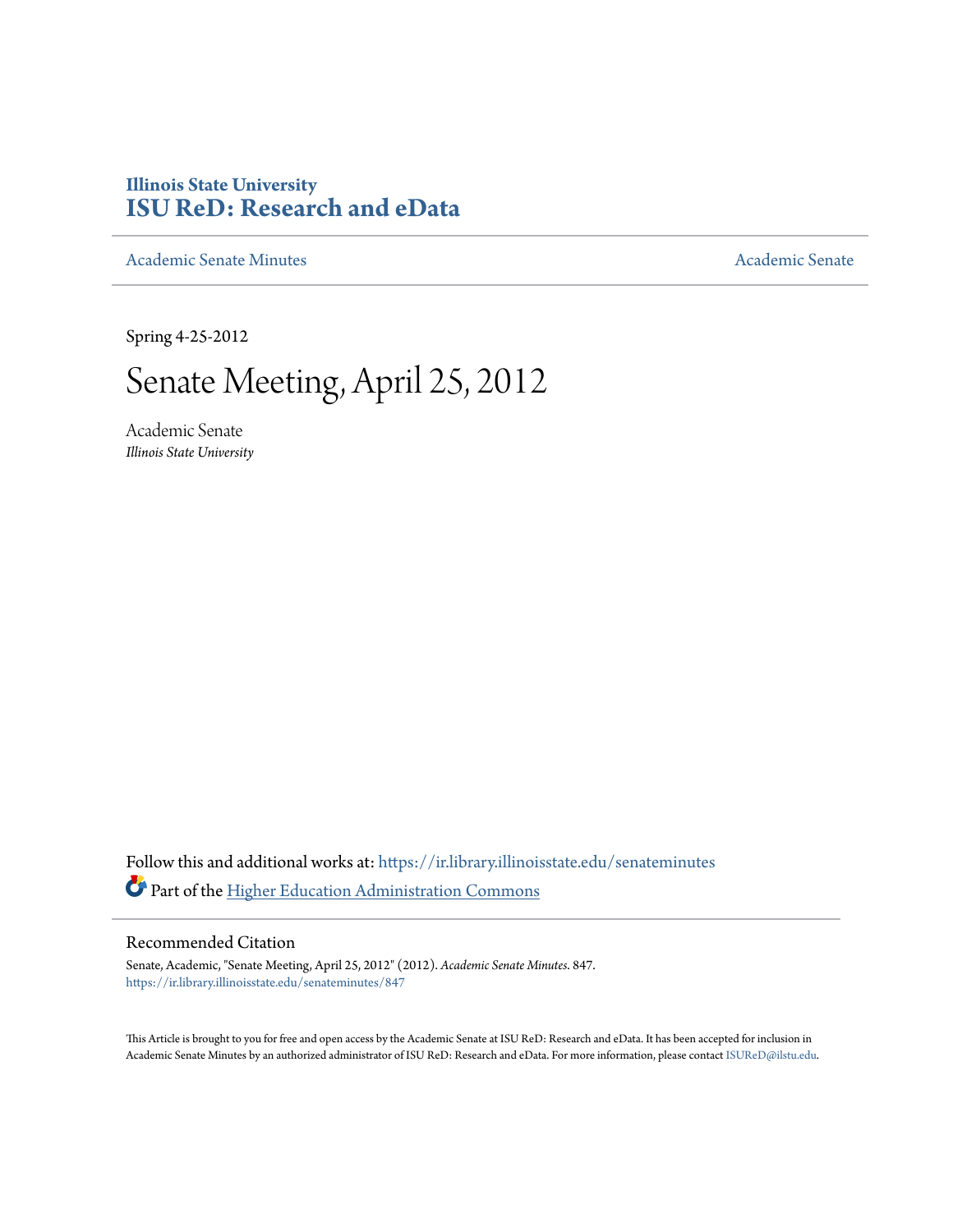**Illinois State University**
# ISU ReD: Research and eData

Academic Senate Minutes | Academic Senate

Spring 4-25-2012

# Senate Meeting, April 25, 2012

Academic Senate
*Illinois State University*

Follow this and additional works at: https://ir.library.illinoisstate.edu/senateminutes

Part of the Higher Education Administration Commons

## Recommended Citation

Senate, Academic, "Senate Meeting, April 25, 2012" (2012). *Academic Senate Minutes*. 847.
https://ir.library.illinoisstate.edu/senateminutes/847

This Article is brought to you for free and open access by the Academic Senate at ISU ReD: Research and eData. It has been accepted for inclusion in Academic Senate Minutes by an authorized administrator of ISU ReD: Research and eData. For more information, please contact ISUReD@ilstu.edu.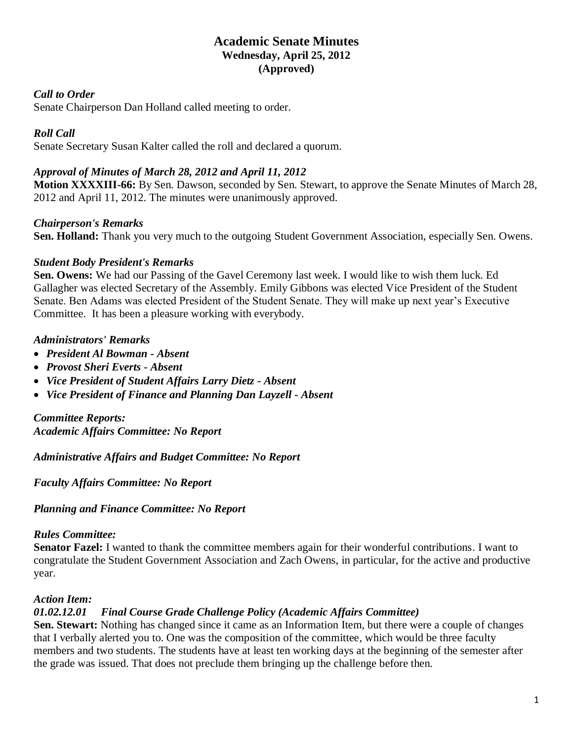# Academic Senate Minutes
## Wednesday, April 25, 2012
## (Approved)

***Call to Order***

Senate Chairperson Dan Holland called meeting to order.

***Roll Call***

Senate Secretary Susan Kalter called the roll and declared a quorum.

***Approval of Minutes of March 28, 2012 and April 11, 2012***

**Motion XXXXIII-66:** By Sen. Dawson, seconded by Sen. Stewart, to approve the Senate Minutes of March 28, 2012 and April 11, 2012. The minutes were unanimously approved.

***Chairperson's Remarks***

**Sen. Holland:** Thank you very much to the outgoing Student Government Association, especially Sen. Owens.

***Student Body President's Remarks***

**Sen. Owens:** We had our Passing of the Gavel Ceremony last week. I would like to wish them luck. Ed Gallagher was elected Secretary of the Assembly. Emily Gibbons was elected Vice President of the Student Senate. Ben Adams was elected President of the Student Senate. They will make up next year's Executive Committee. It has been a pleasure working with everybody.

***Administrators' Remarks***

- ***President Al Bowman - Absent***
- ***Provost Sheri Everts - Absent***
- ***Vice President of Student Affairs Larry Dietz - Absent***
- ***Vice President of Finance and Planning Dan Layzell - Absent***

***Committee Reports:***

***Academic Affairs Committee: No Report***

***Administrative Affairs and Budget Committee: No Report***

***Faculty Affairs Committee: No Report***

***Planning and Finance Committee: No Report***

***Rules Committee:***

**Senator Fazel:** I wanted to thank the committee members again for their wonderful contributions. I want to congratulate the Student Government Association and Zach Owens, in particular, for the active and productive year.

***Action Item:***

***01.02.12.01 Final Course Grade Challenge Policy (Academic Affairs Committee)***

**Sen. Stewart:** Nothing has changed since it came as an Information Item, but there were a couple of changes that I verbally alerted you to. One was the composition of the committee, which would be three faculty members and two students. The students have at least ten working days at the beginning of the semester after the grade was issued. That does not preclude them bringing up the challenge before then.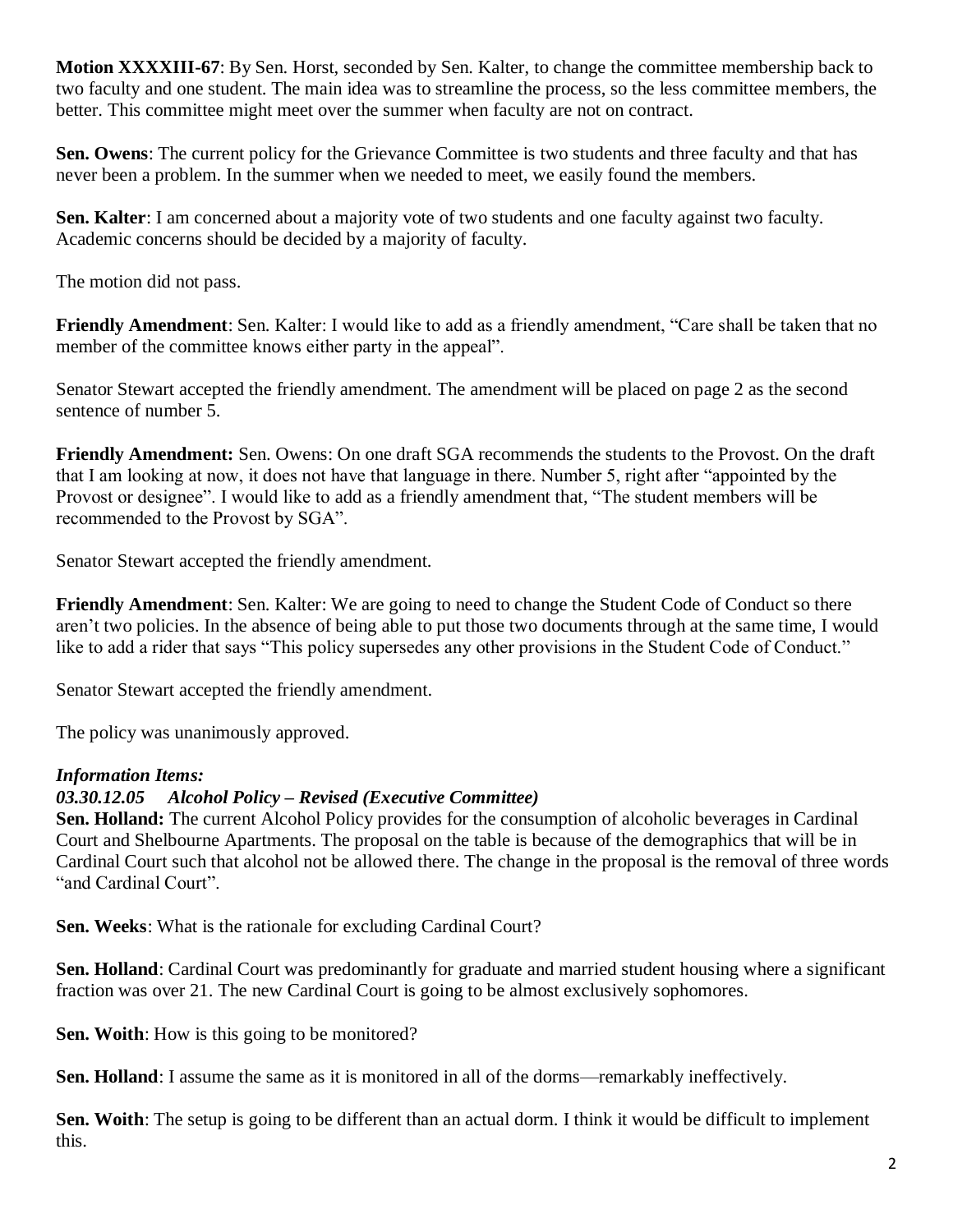**Motion XXXXIII-67**: By Sen. Horst, seconded by Sen. Kalter, to change the committee membership back to two faculty and one student. The main idea was to streamline the process, so the less committee members, the better. This committee might meet over the summer when faculty are not on contract.

**Sen. Owens**: The current policy for the Grievance Committee is two students and three faculty and that has never been a problem. In the summer when we needed to meet, we easily found the members.

**Sen. Kalter**: I am concerned about a majority vote of two students and one faculty against two faculty. Academic concerns should be decided by a majority of faculty.

The motion did not pass.

**Friendly Amendment**: Sen. Kalter: I would like to add as a friendly amendment, "Care shall be taken that no member of the committee knows either party in the appeal".

Senator Stewart accepted the friendly amendment. The amendment will be placed on page 2 as the second sentence of number 5.

**Friendly Amendment:** Sen. Owens: On one draft SGA recommends the students to the Provost. On the draft that I am looking at now, it does not have that language in there. Number 5, right after "appointed by the Provost or designee". I would like to add as a friendly amendment that, "The student members will be recommended to the Provost by SGA".

Senator Stewart accepted the friendly amendment.

**Friendly Amendment**: Sen. Kalter: We are going to need to change the Student Code of Conduct so there aren't two policies. In the absence of being able to put those two documents through at the same time, I would like to add a rider that says "This policy supersedes any other provisions in the Student Code of Conduct."

Senator Stewart accepted the friendly amendment.

The policy was unanimously approved.

***Information Items:***

***03.30.12.05 Alcohol Policy – Revised (Executive Committee)***

**Sen. Holland:** The current Alcohol Policy provides for the consumption of alcoholic beverages in Cardinal Court and Shelbourne Apartments. The proposal on the table is because of the demographics that will be in Cardinal Court such that alcohol not be allowed there. The change in the proposal is the removal of three words "and Cardinal Court".

**Sen. Weeks**: What is the rationale for excluding Cardinal Court?

**Sen. Holland**: Cardinal Court was predominantly for graduate and married student housing where a significant fraction was over 21. The new Cardinal Court is going to be almost exclusively sophomores.

**Sen. Woith**: How is this going to be monitored?

**Sen. Holland**: I assume the same as it is monitored in all of the dorms—remarkably ineffectively.

**Sen. Woith**: The setup is going to be different than an actual dorm. I think it would be difficult to implement this.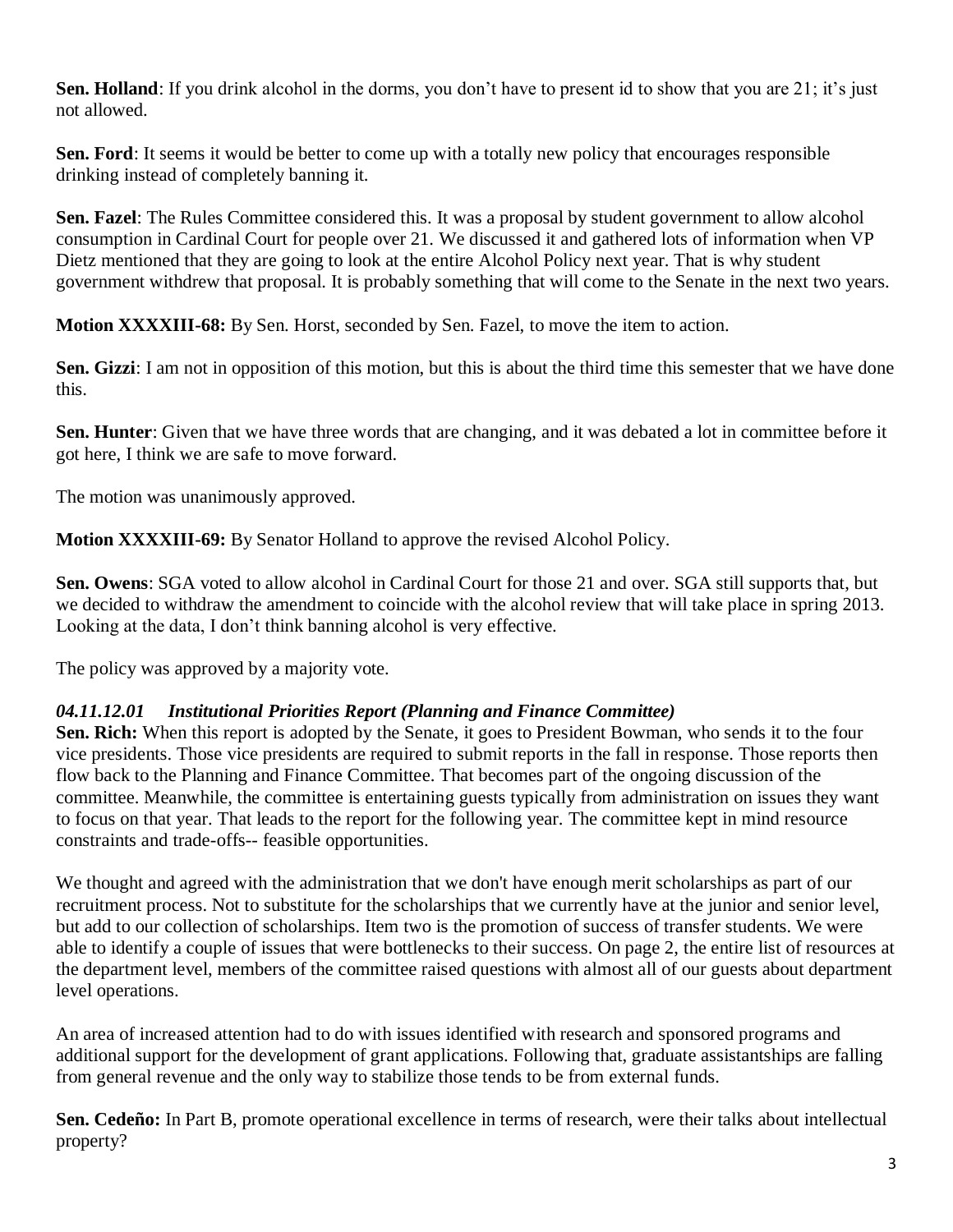**Sen. Holland**: If you drink alcohol in the dorms, you don't have to present id to show that you are 21; it's just not allowed.

**Sen. Ford**: It seems it would be better to come up with a totally new policy that encourages responsible drinking instead of completely banning it.

**Sen. Fazel**: The Rules Committee considered this. It was a proposal by student government to allow alcohol consumption in Cardinal Court for people over 21. We discussed it and gathered lots of information when VP Dietz mentioned that they are going to look at the entire Alcohol Policy next year. That is why student government withdrew that proposal. It is probably something that will come to the Senate in the next two years.

**Motion XXXXIII-68:** By Sen. Horst, seconded by Sen. Fazel, to move the item to action.

**Sen. Gizzi**: I am not in opposition of this motion, but this is about the third time this semester that we have done this.

**Sen. Hunter**: Given that we have three words that are changing, and it was debated a lot in committee before it got here, I think we are safe to move forward.

The motion was unanimously approved.

**Motion XXXXIII-69:** By Senator Holland to approve the revised Alcohol Policy.

**Sen. Owens**: SGA voted to allow alcohol in Cardinal Court for those 21 and over. SGA still supports that, but we decided to withdraw the amendment to coincide with the alcohol review that will take place in spring 2013. Looking at the data, I don't think banning alcohol is very effective.

The policy was approved by a majority vote.

### *04.11.12.01 Institutional Priorities Report (Planning and Finance Committee)*

**Sen. Rich:** When this report is adopted by the Senate, it goes to President Bowman, who sends it to the four vice presidents. Those vice presidents are required to submit reports in the fall in response. Those reports then flow back to the Planning and Finance Committee. That becomes part of the ongoing discussion of the committee. Meanwhile, the committee is entertaining guests typically from administration on issues they want to focus on that year. That leads to the report for the following year. The committee kept in mind resource constraints and trade-offs-- feasible opportunities.

We thought and agreed with the administration that we don't have enough merit scholarships as part of our recruitment process. Not to substitute for the scholarships that we currently have at the junior and senior level, but add to our collection of scholarships. Item two is the promotion of success of transfer students. We were able to identify a couple of issues that were bottlenecks to their success. On page 2, the entire list of resources at the department level, members of the committee raised questions with almost all of our guests about department level operations.

An area of increased attention had to do with issues identified with research and sponsored programs and additional support for the development of grant applications. Following that, graduate assistantships are falling from general revenue and the only way to stabilize those tends to be from external funds.

**Sen. Cedeño:** In Part B, promote operational excellence in terms of research, were their talks about intellectual property?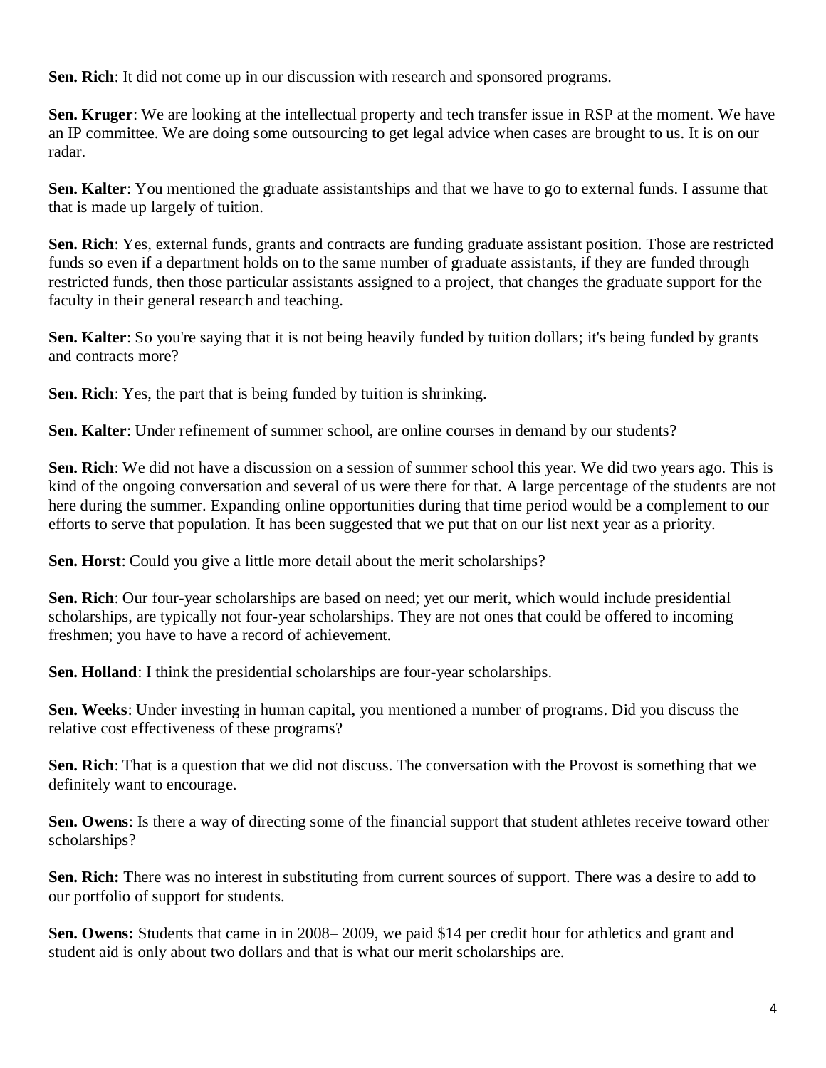**Sen. Rich**: It did not come up in our discussion with research and sponsored programs.

**Sen. Kruger**: We are looking at the intellectual property and tech transfer issue in RSP at the moment. We have an IP committee. We are doing some outsourcing to get legal advice when cases are brought to us. It is on our radar.

**Sen. Kalter**: You mentioned the graduate assistantships and that we have to go to external funds. I assume that that is made up largely of tuition.

**Sen. Rich**: Yes, external funds, grants and contracts are funding graduate assistant position. Those are restricted funds so even if a department holds on to the same number of graduate assistants, if they are funded through restricted funds, then those particular assistants assigned to a project, that changes the graduate support for the faculty in their general research and teaching.

**Sen. Kalter**: So you're saying that it is not being heavily funded by tuition dollars; it's being funded by grants and contracts more?

**Sen. Rich**: Yes, the part that is being funded by tuition is shrinking.

**Sen. Kalter**: Under refinement of summer school, are online courses in demand by our students?

**Sen. Rich**: We did not have a discussion on a session of summer school this year. We did two years ago. This is kind of the ongoing conversation and several of us were there for that. A large percentage of the students are not here during the summer. Expanding online opportunities during that time period would be a complement to our efforts to serve that population. It has been suggested that we put that on our list next year as a priority.

**Sen. Horst**: Could you give a little more detail about the merit scholarships?

**Sen. Rich**: Our four-year scholarships are based on need; yet our merit, which would include presidential scholarships, are typically not four-year scholarships. They are not ones that could be offered to incoming freshmen; you have to have a record of achievement.

**Sen. Holland**: I think the presidential scholarships are four-year scholarships.

**Sen. Weeks**: Under investing in human capital, you mentioned a number of programs. Did you discuss the relative cost effectiveness of these programs?

**Sen. Rich**: That is a question that we did not discuss. The conversation with the Provost is something that we definitely want to encourage.

**Sen. Owens**: Is there a way of directing some of the financial support that student athletes receive toward other scholarships?

**Sen. Rich:** There was no interest in substituting from current sources of support. There was a desire to add to our portfolio of support for students.

**Sen. Owens:** Students that came in in 2008– 2009, we paid $14 per credit hour for athletics and grant and student aid is only about two dollars and that is what our merit scholarships are.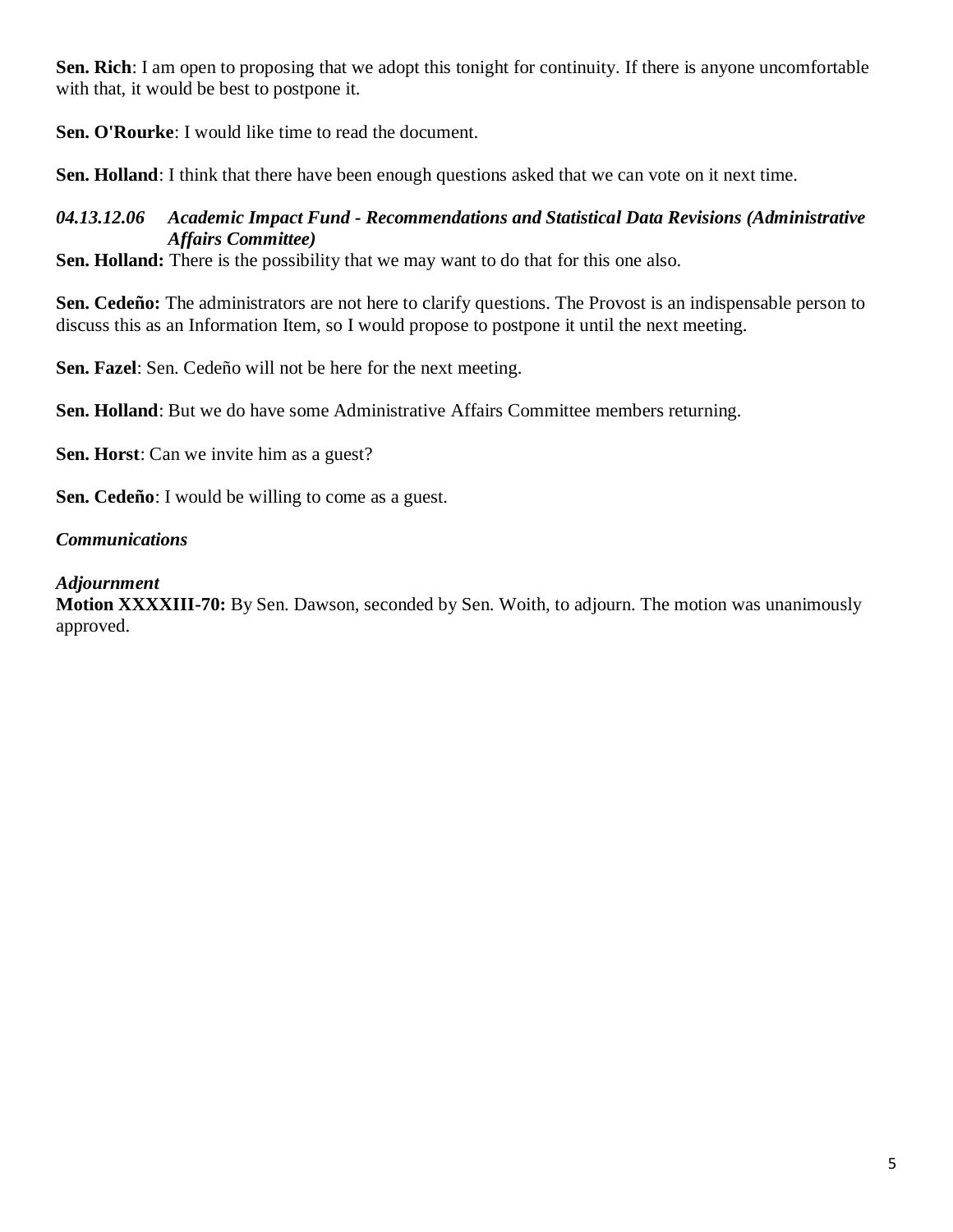**Sen. Rich**: I am open to proposing that we adopt this tonight for continuity. If there is anyone uncomfortable with that, it would be best to postpone it.

**Sen. O'Rourke**: I would like time to read the document.

**Sen. Holland**: I think that there have been enough questions asked that we can vote on it next time.

***04.13.12.06 Academic Impact Fund - Recommendations and Statistical Data Revisions (Administrative Affairs Committee)***

**Sen. Holland:** There is the possibility that we may want to do that for this one also.

**Sen. Cedeño:** The administrators are not here to clarify questions. The Provost is an indispensable person to discuss this as an Information Item, so I would propose to postpone it until the next meeting.

**Sen. Fazel**: Sen. Cedeño will not be here for the next meeting.

**Sen. Holland**: But we do have some Administrative Affairs Committee members returning.

**Sen. Horst**: Can we invite him as a guest?

**Sen. Cedeño**: I would be willing to come as a guest.

***Communications***

***Adjournment***

**Motion XXXXIII-70:** By Sen. Dawson, seconded by Sen. Woith, to adjourn. The motion was unanimously approved.